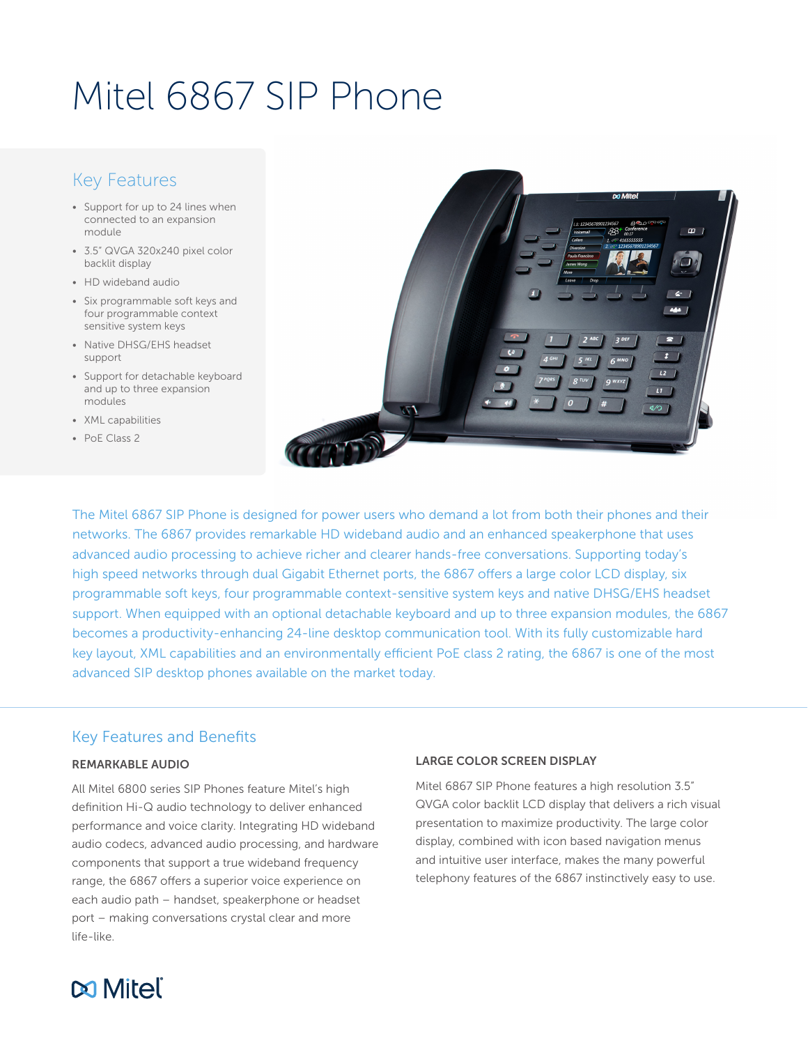# Mitel 6867 SIP Phone

## Key Features

- Support for up to 24 lines when connected to an expansion module
- 3.5" QVGA 320x240 pixel color backlit display
- HD wideband audio
- Six programmable soft keys and four programmable context sensitive system keys
- Native DHSG/EHS headset support
- Support for detachable keyboard and up to three expansion modules
- XML capabilities
- PoE Class 2

The Mitel 6867 SIP Phone is designed for power users who demand a lot from both their phones and their networks. The 6867 provides remarkable HD wideband audio and an enhanced speakerphone that uses advanced audio processing to achieve richer and clearer hands-free conversations. Supporting today's high speed networks through dual Gigabit Ethernet ports, the 6867 offers a large color LCD display, six programmable soft keys, four programmable context-sensitive system keys and native DHSG/EHS headset support. When equipped with an optional detachable keyboard and up to three expansion modules, the 6867 becomes a productivity-enhancing 24-line desktop communication tool. With its fully customizable hard key layout, XML capabilities and an environmentally efficient PoE class 2 rating, the 6867 is one of the most advanced SIP desktop phones available on the market today.

## Key Features and Benefits

### REMARKABLE AUDIO

All Mitel 6800 series SIP Phones feature Mitel's high definition Hi-Q audio technology to deliver enhanced performance and voice clarity. Integrating HD wideband audio codecs, advanced audio processing, and hardware components that support a true wideband frequency range, the 6867 offers a superior voice experience on each audio path – handset, speakerphone or headset port – making conversations crystal clear and more life-like.

### LARGE COLOR SCREEN DISPLAY

Mitel 6867 SIP Phone features a high resolution 3.5" QVGA color backlit LCD display that delivers a rich visual presentation to maximize productivity. The large color display, combined with icon based navigation menus and intuitive user interface, makes the many powerful telephony features of the 6867 instinctively easy to use.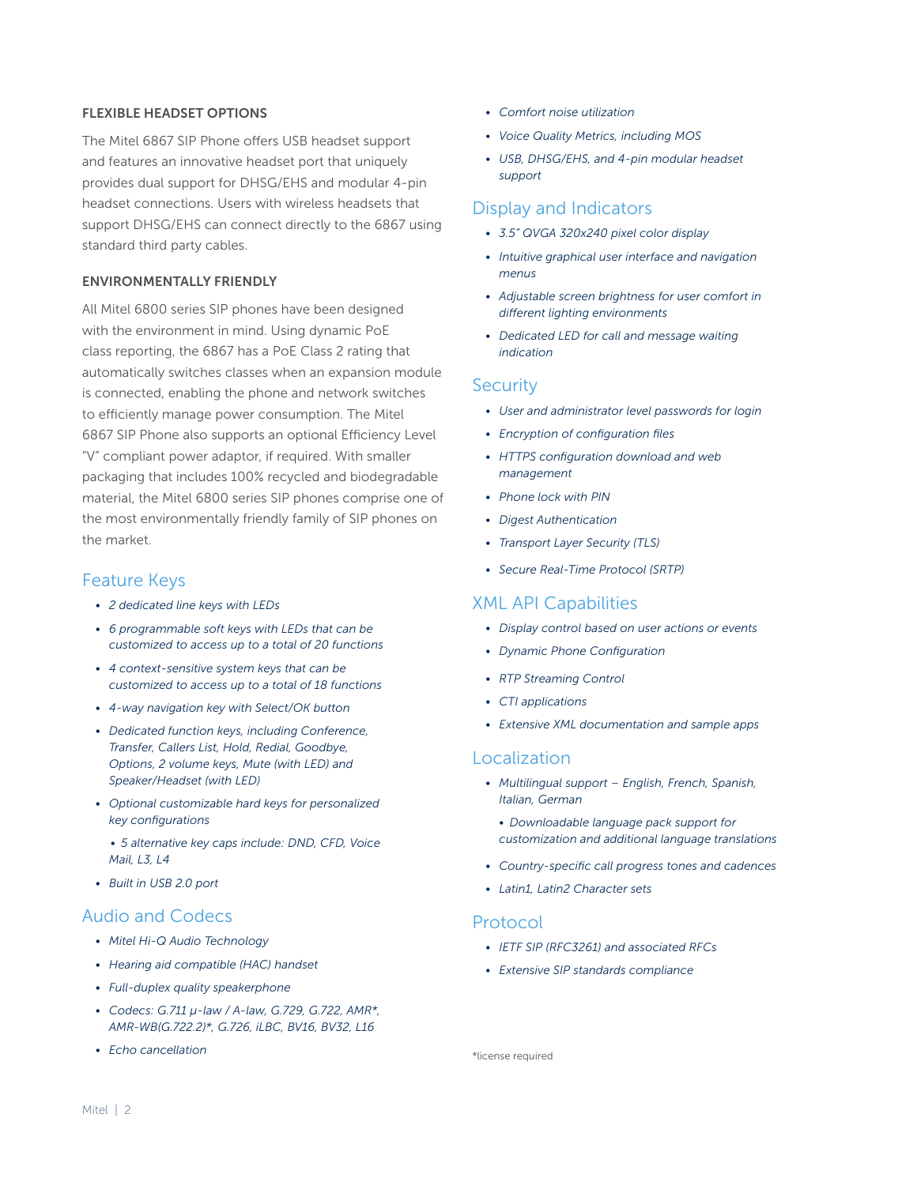#### FLEXIBLE HEADSET OPTIONS

The Mitel 6867 SIP Phone offers USB headset support and features an innovative headset port that uniquely provides dual support for DHSG/EHS and modular 4-pin headset connections. Users with wireless headsets that support DHSG/EHS can connect directly to the 6867 using standard third party cables.

#### ENVIRONMENTALLY FRIENDLY

All Mitel 6800 series SIP phones have been designed with the environment in mind. Using dynamic PoE class reporting, the 6867 has a PoE Class 2 rating that automatically switches classes when an expansion module is connected, enabling the phone and network switches to efficiently manage power consumption. The Mitel 6867 SIP Phone also supports an optional Efficiency Level "V" compliant power adaptor, if required. With smaller packaging that includes 100% recycled and biodegradable material, the Mitel 6800 series SIP phones comprise one of the most environmentally friendly family of SIP phones on the market.

## Feature Keys

- *2 dedicated line keys with LEDs*
- *6 programmable soft keys with LEDs that can be customized to access up to a total of 20 functions*
- *4 context-sensitive system keys that can be customized to access up to a total of 18 functions*
- *4-way navigation key with Select/OK button*
- *Dedicated function keys, including Conference, Transfer, Callers List, Hold, Redial, Goodbye, Options, 2 volume keys, Mute (with LED) and Speaker/Headset (with LED)*
- *Optional customizable hard keys for personalized key configurations*
  - *5 alternative key caps include: DND, CFD, Voice Mail, L3, L4*
- *Built in USB 2.0 port*

## Audio and Codecs

- *Mitel Hi-Q Audio Technology*
- *Hearing aid compatible (HAC) handset*
- *Full-duplex quality speakerphone*
- *Codecs: G.711 μ-law / A-law, G.729, G.722, AMR\*, AMR-WB(G.722.2)\*, G.726, iLBC, BV16, BV32, L16*
- *Echo cancellation*
- *Comfort noise utilization*
- *Voice Quality Metrics, including MOS*
- *USB, DHSG/EHS, and 4-pin modular headset support*

## Display and Indicators

- *3.5" QVGA 320x240 pixel color display*
- *Intuitive graphical user interface and navigation menus*
- *Adjustable screen brightness for user comfort in different lighting environments*
- *Dedicated LED for call and message waiting indication*

## Security

- *User and administrator level passwords for login*
- *Encryption of configuration files*
- *HTTPS configuration download and web management*
- *Phone lock with PIN*
- *Digest Authentication*
- *Transport Layer Security (TLS)*
- *Secure Real-Time Protocol (SRTP)*

## XML API Capabilities

- *Display control based on user actions or events*
- *Dynamic Phone Configuration*
- *RTP Streaming Control*
- *CTI applications*
- *Extensive XML documentation and sample apps*

## Localization

- *Multilingual support – English, French, Spanish, Italian, German*
  - *Downloadable language pack support for customization and additional language translations*
- *Country-specific call progress tones and cadences*
- *Latin1, Latin2 Character sets*

## Protocol

- *IETF SIP (RFC3261) and associated RFCs*
- *Extensive SIP standards compliance*

*license required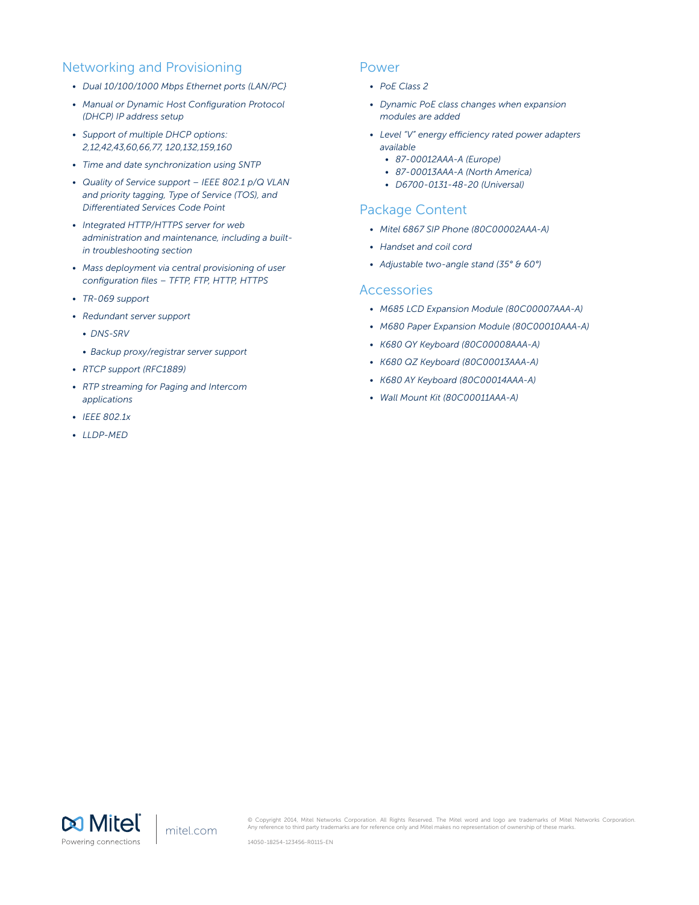## Networking and Provisioning

- *Dual 10/100/1000 Mbps Ethernet ports (LAN/PC)*
- *Manual or Dynamic Host Configuration Protocol (DHCP) IP address setup*
- *Support of multiple DHCP options: 2,12,42,43,60,66,77, 120,132,159,160*
- *Time and date synchronization using SNTP*
- *Quality of Service support – IEEE 802.1 p/Q VLAN and priority tagging, Type of Service (TOS), and Differentiated Services Code Point*
- *Integrated HTTP/HTTPS server for web administration and maintenance, including a built-in troubleshooting section*
- *Mass deployment via central provisioning of user configuration files – TFTP, FTP, HTTP, HTTPS*
- *TR-069 support*
- *Redundant server support*
  - *DNS-SRV*
  - *Backup proxy/registrar server support*
- *RTCP support (RFC1889)*
- *RTP streaming for Paging and Intercom applications*
- *IEEE 802.1x*
- *LLDP-MED*

## Power

- *PoE Class 2*
- *Dynamic PoE class changes when expansion modules are added*
- *Level "V" energy efficiency rated power adapters available*
  - *87-00012AAA-A (Europe)*
  - *87-00013AAA-A (North America)*
  - *D6700-0131-48-20 (Universal)*

## Package Content

- *Mitel 6867 SIP Phone (80C00002AAA-A)*
- *Handset and coil cord*
- *Adjustable two-angle stand (35° & 60°)*

## Accessories

- *M685 LCD Expansion Module (80C00007AAA-A)*
- *M680 Paper Expansion Module (80C00010AAA-A)*
- *K680 QY Keyboard (80C00008AAA-A)*
- *K680 QZ Keyboard (80C00013AAA-A)*
- *K680 AY Keyboard (80C00014AAA-A)*
- *Wall Mount Kit (80C00011AAA-A)*

Mitel
Powering connections

mitel.com

© Copyright 2014, Mitel Networks Corporation. All Rights Reserved. The Mitel word and logo are trademarks of Mitel Networks Corporation. Any reference to third party trademarks are for reference only and Mitel makes no representation of ownership of these marks.

14050-18254-123456-R0115-EN